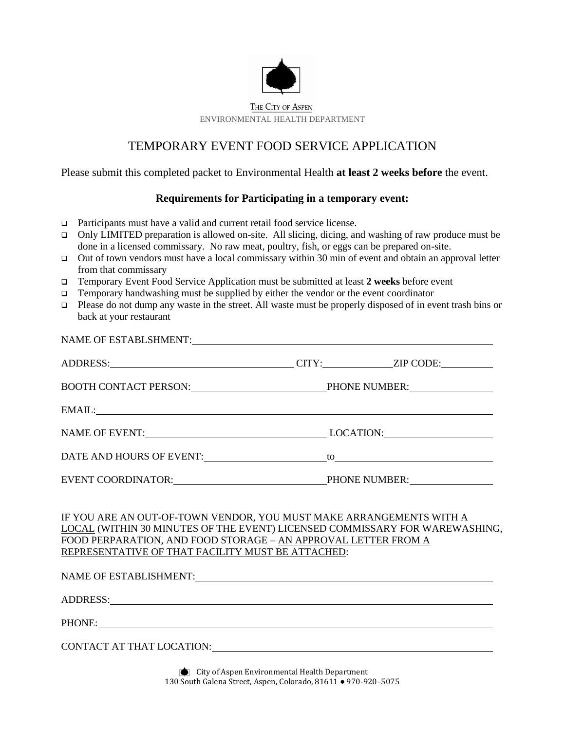THE CITY OF ASPEN

ENVIRONMENTAL HEALTH DEPARTMENT

# TEMPORARY EVENT FOOD SERVICE APPLICATION

Please submit this completed packet to Environmental Health **at least 2 weeks before** the event.

**Requirements for Participating in a temporary event:**

- Participants must have a valid and current retail food service license.
- Only LIMITED preparation is allowed on-site. All slicing, dicing, and washing of raw produce must be done in a licensed commissary. No raw meat, poultry, fish, or eggs can be prepared on-site.
- Out of town vendors must have a local commissary within 30 min of event and obtain an approval letter from that commissary
- Temporary Event Food Service Application must be submitted at least **2 weeks** before event
- Temporary handwashing must be supplied by either the vendor or the event coordinator
- Please do not dump any waste in the street. All waste must be properly disposed of in event trash bins or back at your restaurant

NAME OF ESTABLSHMENT: ____________________________________________

ADDRESS: ____________________ CITY: __________ ZIP CODE: __________

BOOTH CONTACT PERSON: ____________________ PHONE NUMBER: __________

EMAIL: ____________________________________________

NAME OF EVENT: ____________________ LOCATION: __________

DATE AND HOURS OF EVENT: ____________________ to ____________________

EVENT COORDINATOR: ____________________ PHONE NUMBER: __________

IF YOU ARE AN OUT-OF-TOWN VENDOR, YOU MUST MAKE ARRANGEMENTS WITH A LOCAL (WITHIN 30 MINUTES OF THE EVENT) LICENSED COMMISSARY FOR WAREWASHING, FOOD PERPARATION, AND FOOD STORAGE – AN APPROVAL LETTER FROM A REPRESENTATIVE OF THAT FACILITY MUST BE ATTACHED:

NAME OF ESTABLISHMENT: ____________________________________________

ADDRESS: ____________________________________________

PHONE: ____________________________________________

CONTACT AT THAT LOCATION: ____________________________________________

City of Aspen Environmental Health Department
130 South Galena Street, Aspen, Colorado, 81611 ● 970-920–5075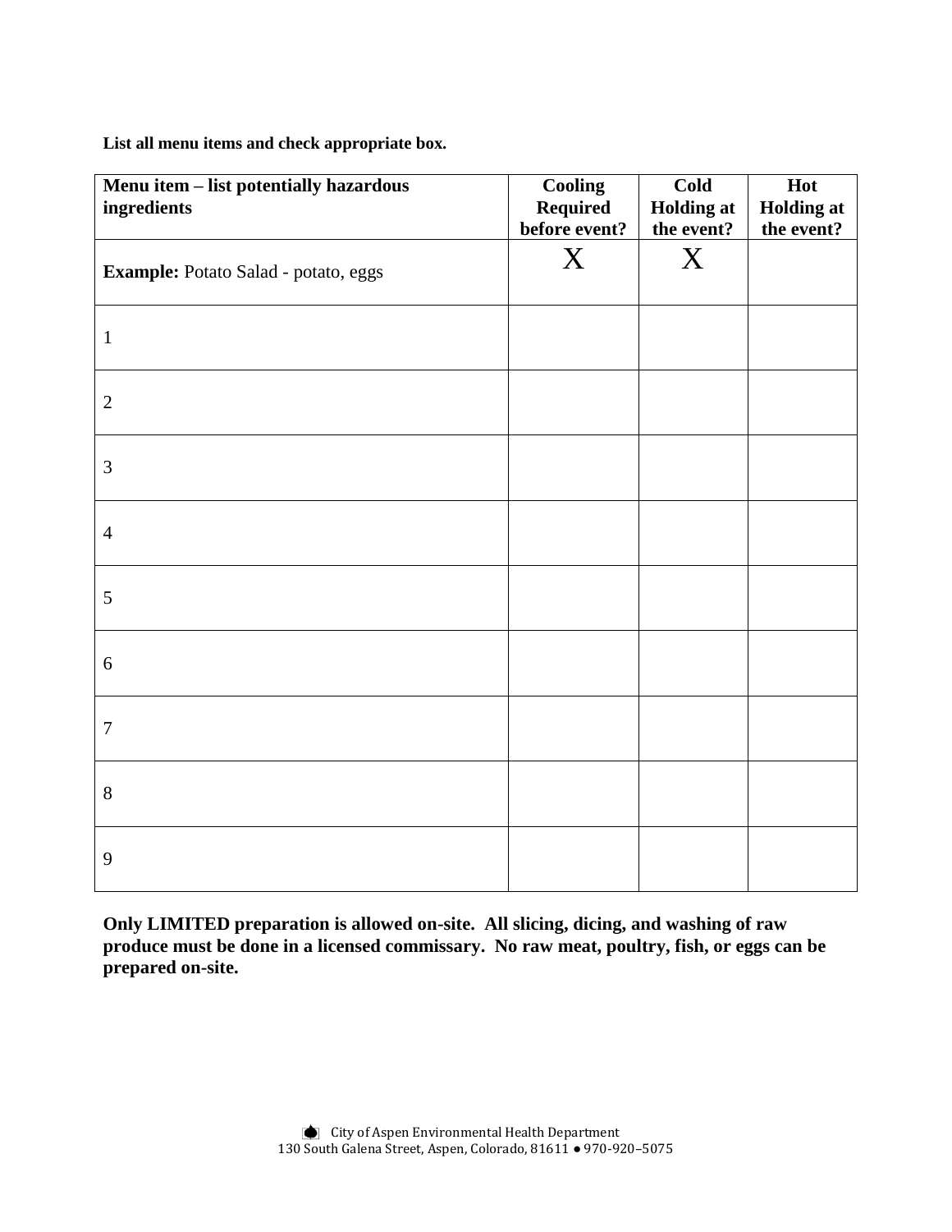**List all menu items and check appropriate box.**

| Menu item – list potentially hazardous ingredients | Cooling Required before event? | Cold Holding at the event? | Hot Holding at the event? |
|---|---|---|---|
| **Example:** Potato Salad - potato, eggs | X | X | |
| 1 | | | |
| 2 | | | |
| 3 | | | |
| 4 | | | |
| 5 | | | |
| 6 | | | |
| 7 | | | |
| 8 | | | |
| 9 | | | |

**Only LIMITED preparation is allowed on-site. All slicing, dicing, and washing of raw produce must be done in a licensed commissary. No raw meat, poultry, fish, or eggs can be prepared on-site.**

City of Aspen Environmental Health Department
130 South Galena Street, Aspen, Colorado, 81611 ● 970-920–5075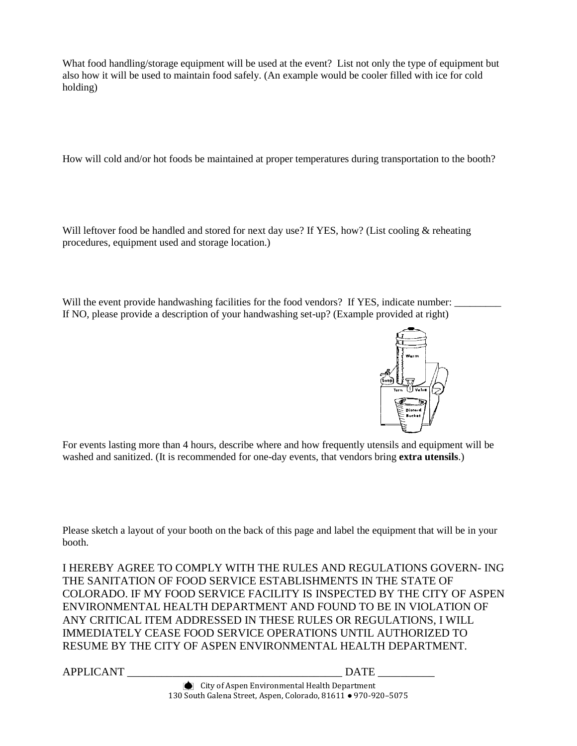What food handling/storage equipment will be used at the event? List not only the type of equipment but also how it will be used to maintain food safely. (An example would be cooler filled with ice for cold holding)

How will cold and/or hot foods be maintained at proper temperatures during transportation to the booth?

Will leftover food be handled and stored for next day use? If YES, how? (List cooling & reheating procedures, equipment used and storage location.)

Will the event provide handwashing facilities for the food vendors? If YES, indicate number: _________
If NO, please provide a description of your handwashing set-up? (Example provided at right)

For events lasting more than 4 hours, describe where and how frequently utensils and equipment will be washed and sanitized. (It is recommended for one-day events, that vendors bring **extra utensils**.)

Please sketch a layout of your booth on the back of this page and label the equipment that will be in your booth.

I HEREBY AGREE TO COMPLY WITH THE RULES AND REGULATIONS GOVERN- ING THE SANITATION OF FOOD SERVICE ESTABLISHMENTS IN THE STATE OF COLORADO. IF MY FOOD SERVICE FACILITY IS INSPECTED BY THE CITY OF ASPEN ENVIRONMENTAL HEALTH DEPARTMENT AND FOUND TO BE IN VIOLATION OF ANY CRITICAL ITEM ADDRESSED IN THESE RULES OR REGULATIONS, I WILL IMMEDIATELY CEASE FOOD SERVICE OPERATIONS UNTIL AUTHORIZED TO RESUME BY THE CITY OF ASPEN ENVIRONMENTAL HEALTH DEPARTMENT.

APPLICANT ________________________________________ DATE __________

City of Aspen Environmental Health Department
130 South Galena Street, Aspen, Colorado, 81611 ● 970-920–5075